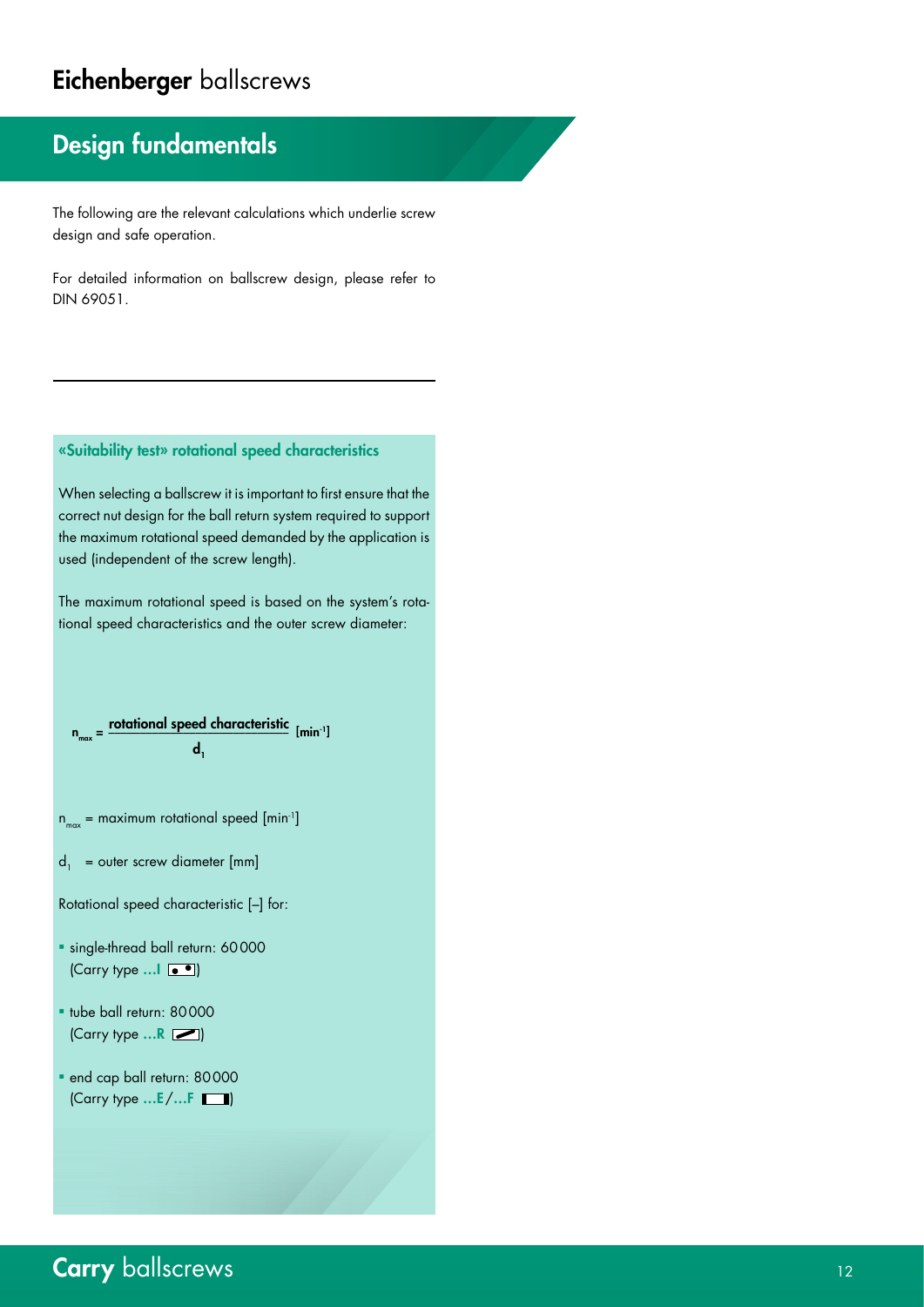# Eichenberger ballscrews

## Design fundamentals

The following are the relevant calculations which underlie screw design and safe operation.

For detailed information on ballscrew design, please refer to DIN 69051.

### «Suitability test» rotational speed characteristics

When selecting a ballscrew it is important to first ensure that the correct nut design for the ball return system required to support the maximum rotational speed demanded by the application is used (independent of the screw length).

The maximum rotational speed is based on the system's rotational speed characteristics and the outer screw diameter:

$$n_{max} = \frac{\text{rotational speed characteristic}}{d_1} \; [\text{min}^{-1}]$$

$n_{max}$ = maximum rotational speed [$\text{min}^{-1}$]

$d_1$ = outer screw diameter [mm]

Rotational speed characteristic [–] for:

- single-thread ball return: 60 000 (Carry type **...I**)
- tube ball return: 80 000 (Carry type **...R**)
- end cap ball return: 80 000 (Carry type **...E**/**...F**)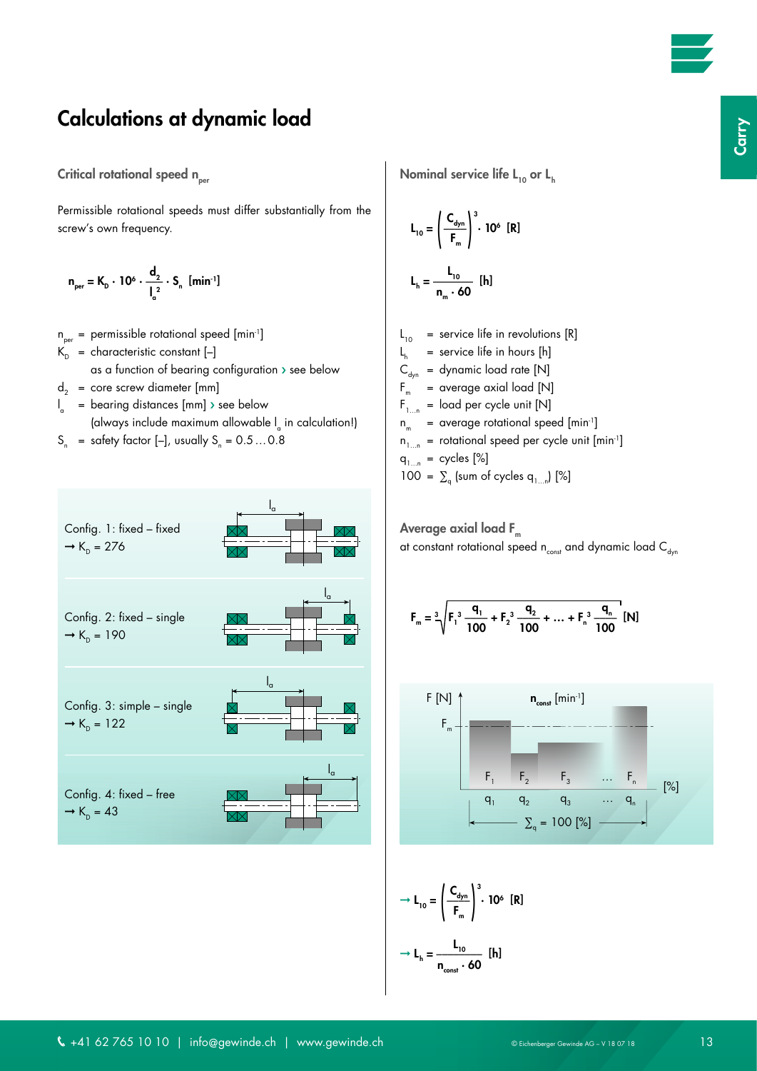# Calculations at dynamic load

## Critical rotational speed $n_{per}$

Permissible rotational speeds must differ substantially from the screw's own frequency.

$$n_{per} = K_D \cdot 10^6 \cdot \frac{d_2}{l_a^2} \cdot S_n \ [\text{min}^{-1}]$$

$n_{per}$ = permissible rotational speed [min$^{-1}$]
$K_D$ = characteristic constant [–]
as a function of bearing configuration › see below
$d_2$ = core screw diameter [mm]
$l_a$ = bearing distances [mm] › see below
(always include maximum allowable $l_a$ in calculation!)
$S_n$ = safety factor [–], usually $S_n$ = 0.5 … 0.8

Config. 1: fixed – fixed
→ $K_D$ = 276

Config. 2: fixed – single
→ $K_D$ = 190

Config. 3: simple – single
→ $K_D$ = 122

Config. 4: fixed – free
→ $K_D$ = 43

## Nominal service life $L_{10}$ or $L_h$

$$L_{10} = \left(\frac{C_{dyn}}{F_m}\right)^3 \cdot 10^6 \ [\text{R}]$$

$$L_h = \frac{L_{10}}{n_m \cdot 60} \ [\text{h}]$$

$L_{10}$ = service life in revolutions [R]
$L_h$ = service life in hours [h]
$C_{dyn}$ = dynamic load rate [N]
$F_m$ = average axial load [N]
$F_{1 \ldots n}$ = load per cycle unit [N]
$n_m$ = average rotational speed [min$^{-1}$]
$n_{1 \ldots n}$ = rotational speed per cycle unit [min$^{-1}$]
$q_{1 \ldots n}$ = cycles [%]
100 = $\sum_q$ (sum of cycles $q_{1 \ldots n}$) [%]

## Average axial load $F_m$

at constant rotational speed $n_{const}$ and dynamic load $C_{dyn}$

$$F_m = \sqrt[3]{F_1^{\,3}\,\frac{q_1}{100} + F_2^{\,3}\,\frac{q_2}{100} + \ldots + F_n^{\,3}\,\frac{q_n}{100}} \ [\text{N}]$$

→ $$L_{10} = \left(\frac{C_{dyn}}{F_m}\right)^3 \cdot 10^6 \ [\text{R}]$$

→ $$L_h = \frac{L_{10}}{n_{const} \cdot 60} \ [\text{h}]$$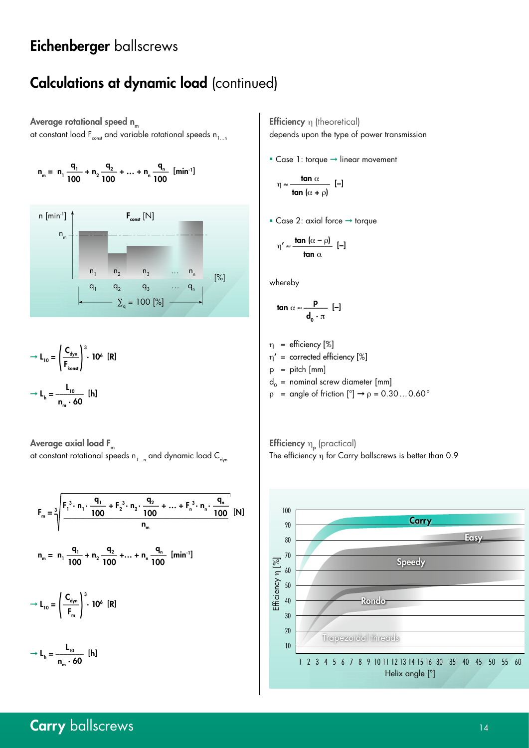# Eichenberger ballscrews

## Calculations at dynamic load (continued)

### Average rotational speed $n_m$

at constant load $F_{const}$ and variable rotational speeds $n_{1...n}$

$$n_m = n_1 \frac{q_1}{100} + n_2 \frac{q_2}{100} + \ldots + n_n \frac{q_n}{100} \quad [\text{min}^{-1}]$$

n [min⁻¹] — $F_{const}$ [N] — $n_m$ — $n_1$, $n_2$, $n_3$ … $n_n$ — [%] — $q_1$, $q_2$, $q_3$ … $q_n$ — $\sum_q = 100$ [%]

$$\rightarrow L_{10} = \left(\frac{C_{dyn}}{F_{konst}}\right)^3 \cdot 10^6 \quad [R]$$

$$\rightarrow L_h = \frac{L_{10}}{n_m \cdot 60} \quad [h]$$

### Average axial load $F_m$

at constant rotational speeds $n_{1...n}$ and dynamic load $C_{dyn}$

$$F_m = \sqrt[3]{\frac{F_1^3 \cdot n_1 \cdot \frac{q_1}{100} + F_2^3 \cdot n_2 \cdot \frac{q_2}{100} + \ldots + F_n^3 \cdot n_n \cdot \frac{q_n}{100}}{n_m}} \quad [N]$$

$$n_m = n_1 \frac{q_1}{100} + n_2 \frac{q_2}{100} + \ldots + n_n \frac{q_n}{100} \quad [\text{min}^{-1}]$$

$$\rightarrow L_{10} = \left(\frac{C_{dyn}}{F_m}\right)^3 \cdot 10^6 \quad [R]$$

$$\rightarrow L_h = \frac{L_{10}}{n_m \cdot 60} \quad [h]$$

### Efficiency $\eta$ (theoretical)

depends upon the type of power transmission

- Case 1: torque → linear movement

$$\eta \approx \frac{\tan \alpha}{\tan(\alpha + \rho)} \quad [-]$$

- Case 2: axial force → torque

$$\eta' \approx \frac{\tan(\alpha - \rho)}{\tan \alpha} \quad [-]$$

whereby

$$\tan \alpha \approx \frac{p}{d_0 \cdot \pi} \quad [-]$$

$\eta$ = efficiency [%]
$\eta'$ = corrected efficiency [%]
$p$ = pitch [mm]
$d_0$ = nominal screw diameter [mm]
$\rho$ = angle of friction [°] → $\rho$ = 0.30…0.60°

### Efficiency $\eta_p$ (practical)

The efficiency $\eta$ for Carry ballscrews is better than 0.9

Chart: Efficiency η [%] (10–100) vs. Helix angle [°] (1 2 3 4 5 6 7 8 9 10 11 12 13 14 15 16 30 35 40 45 50 55 60); curves: Carry, Easy, Speedy, Rondo, Trapezoidal threads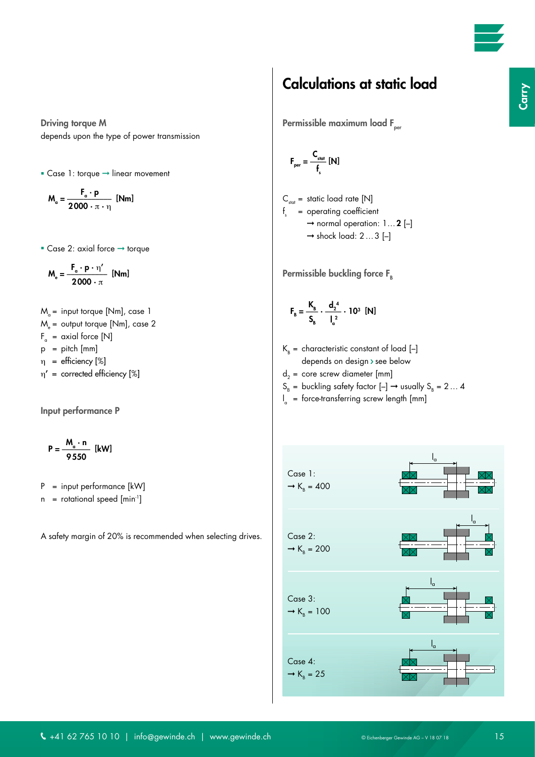## Driving torque M

depends upon the type of power transmission

- Case 1: torque → linear movement

$$M_a = \frac{F_a \cdot p}{2000 \cdot \pi \cdot \eta} \text{ [Nm]}$$

- Case 2: axial force → torque

$$M_e = \frac{F_a \cdot p \cdot \eta'}{2000 \cdot \pi} \text{ [Nm]}$$

$M_a$ = input torque [Nm], case 1
$M_e$ = output torque [Nm], case 2
$F_a$ = axial force [N]
$p$ = pitch [mm]
$\eta$ = efficiency [%]
$\eta'$ = corrected efficiency [%]

## Input performance P

$$P = \frac{M_a \cdot n}{9550} \text{ [kW]}$$

$P$ = input performance [kW]
$n$ = rotational speed [min$^{-1}$]

A safety margin of 20% is recommended when selecting drives.

# Calculations at static load

## Permissible maximum load $F_{per}$

$$F_{per} = \frac{C_{stat}}{f_s} \text{ [N]}$$

$C_{stat}$ = static load rate [N]
$f_s$ = operating coefficient
→ normal operation: 1 … **2** [–]
→ shock load: 2 … 3 [–]

## Permissible buckling force $F_B$

$$F_B = \frac{K_B}{S_B} \cdot \frac{d_2^{\,4}}{l_a^{\,2}} \cdot 10^3 \text{ [N]}$$

$K_B$ = characteristic constant of load [–]
depends on design › see below
$d_2$ = core screw diameter [mm]
$S_B$ = buckling safety factor [–] → usually $S_B$ = 2 … 4
$l_a$ = force-transferring screw length [mm]

Case 1:
→ $K_B$ = 400

$l_a$

Case 2:
→ $K_B$ = 200

$l_a$

Case 3:
→ $K_B$ = 100

$l_a$

Case 4:
→ $K_B$ = 25

$l_a$